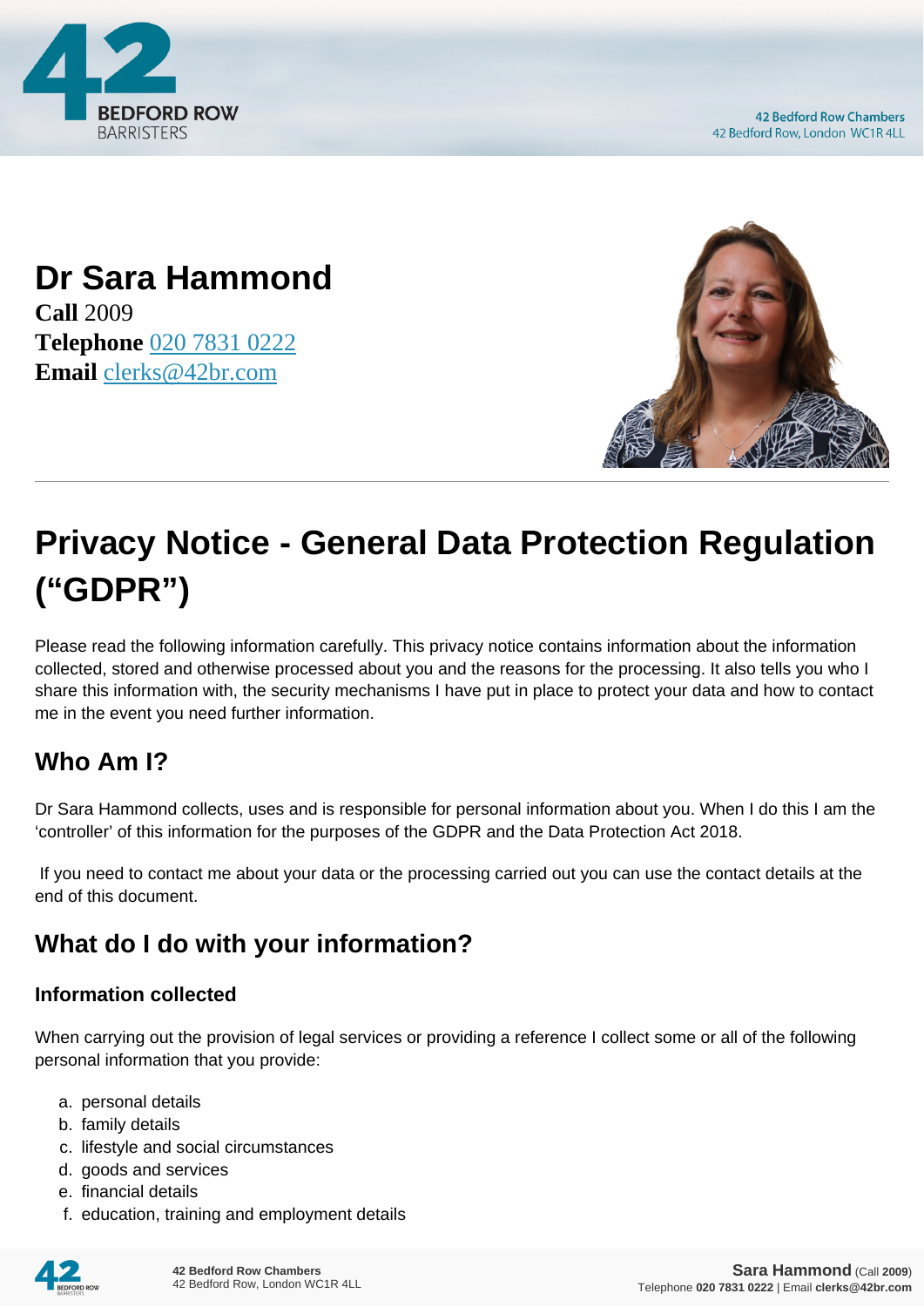# Dr Sara Hammond

**Call** 2009
**Telephone** 020 7831 0222
**Email** clerks@42br.com

# Privacy Notice - General Data Protection Regulation (“GDPR”)

Please read the following information carefully. This privacy notice contains information about the information collected, stored and otherwise processed about you and the reasons for the processing. It also tells you who I share this information with, the security mechanisms I have put in place to protect your data and how to contact me in the event you need further information.

## Who Am I?

Dr Sara Hammond collects, uses and is responsible for personal information about you. When I do this I am the ‘controller’ of this information for the purposes of the GDPR and the Data Protection Act 2018.

If you need to contact me about your data or the processing carried out you can use the contact details at the end of this document.

## What do I do with your information?

### Information collected

When carrying out the provision of legal services or providing a reference I collect some or all of the following personal information that you provide:

a. personal details
b. family details
c. lifestyle and social circumstances
d. goods and services
e. financial details
f. education, training and employment details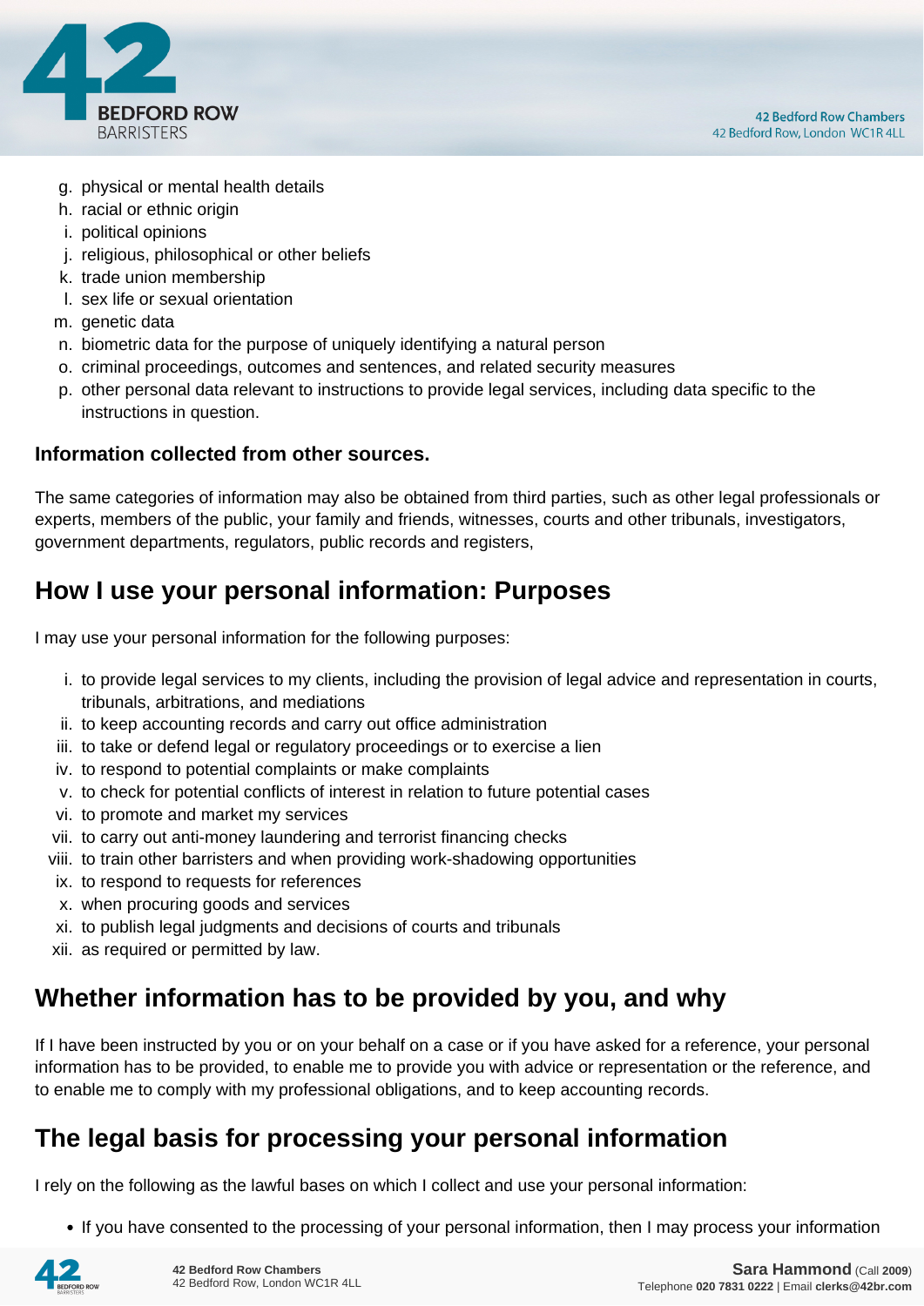g. physical or mental health details
h. racial or ethnic origin
i. political opinions
j. religious, philosophical or other beliefs
k. trade union membership
l. sex life or sexual orientation
m. genetic data
n. biometric data for the purpose of uniquely identifying a natural person
o. criminal proceedings, outcomes and sentences, and related security measures
p. other personal data relevant to instructions to provide legal services, including data specific to the instructions in question.

**Information collected from other sources.**

The same categories of information may also be obtained from third parties, such as other legal professionals or experts, members of the public, your family and friends, witnesses, courts and other tribunals, investigators, government departments, regulators, public records and registers,

## How I use your personal information: Purposes

I may use your personal information for the following purposes:

i. to provide legal services to my clients, including the provision of legal advice and representation in courts, tribunals, arbitrations, and mediations
ii. to keep accounting records and carry out office administration
iii. to take or defend legal or regulatory proceedings or to exercise a lien
iv. to respond to potential complaints or make complaints
v. to check for potential conflicts of interest in relation to future potential cases
vi. to promote and market my services
vii. to carry out anti-money laundering and terrorist financing checks
viii. to train other barristers and when providing work-shadowing opportunities
ix. to respond to requests for references
x. when procuring goods and services
xi. to publish legal judgments and decisions of courts and tribunals
xii. as required or permitted by law.

## Whether information has to be provided by you, and why

If I have been instructed by you or on your behalf on a case or if you have asked for a reference, your personal information has to be provided, to enable me to provide you with advice or representation or the reference, and to enable me to comply with my professional obligations, and to keep accounting records.

## The legal basis for processing your personal information

I rely on the following as the lawful bases on which I collect and use your personal information:

- If you have consented to the processing of your personal information, then I may process your information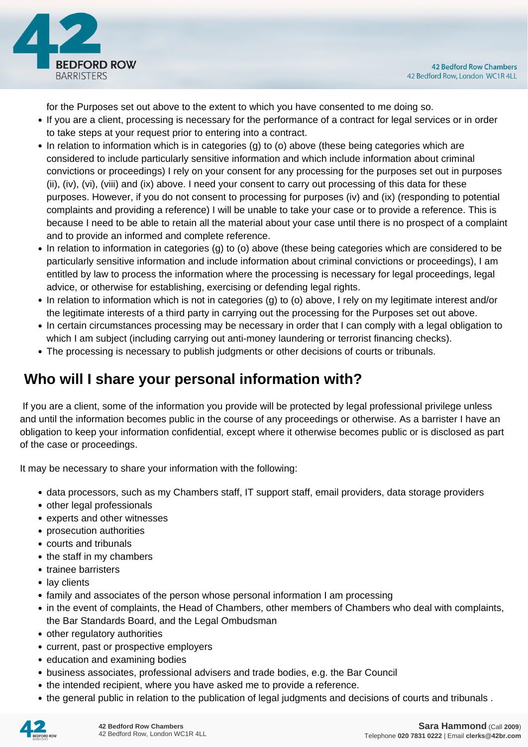for the Purposes set out above to the extent to which you have consented to me doing so.

- If you are a client, processing is necessary for the performance of a contract for legal services or in order to take steps at your request prior to entering into a contract.
- In relation to information which is in categories (g) to (o) above (these being categories which are considered to include particularly sensitive information and which include information about criminal convictions or proceedings) I rely on your consent for any processing for the purposes set out in purposes (ii), (iv), (vi), (viii) and (ix) above. I need your consent to carry out processing of this data for these purposes. However, if you do not consent to processing for purposes (iv) and (ix) (responding to potential complaints and providing a reference) I will be unable to take your case or to provide a reference. This is because I need to be able to retain all the material about your case until there is no prospect of a complaint and to provide an informed and complete reference.
- In relation to information in categories (g) to (o) above (these being categories which are considered to be particularly sensitive information and include information about criminal convictions or proceedings), I am entitled by law to process the information where the processing is necessary for legal proceedings, legal advice, or otherwise for establishing, exercising or defending legal rights.
- In relation to information which is not in categories (g) to (o) above, I rely on my legitimate interest and/or the legitimate interests of a third party in carrying out the processing for the Purposes set out above.
- In certain circumstances processing may be necessary in order that I can comply with a legal obligation to which I am subject (including carrying out anti-money laundering or terrorist financing checks).
- The processing is necessary to publish judgments or other decisions of courts or tribunals.

## Who will I share your personal information with?

If you are a client, some of the information you provide will be protected by legal professional privilege unless and until the information becomes public in the course of any proceedings or otherwise. As a barrister I have an obligation to keep your information confidential, except where it otherwise becomes public or is disclosed as part of the case or proceedings.

It may be necessary to share your information with the following:

- data processors, such as my Chambers staff, IT support staff, email providers, data storage providers
- other legal professionals
- experts and other witnesses
- prosecution authorities
- courts and tribunals
- the staff in my chambers
- trainee barristers
- lay clients
- family and associates of the person whose personal information I am processing
- in the event of complaints, the Head of Chambers, other members of Chambers who deal with complaints, the Bar Standards Board, and the Legal Ombudsman
- other regulatory authorities
- current, past or prospective employers
- education and examining bodies
- business associates, professional advisers and trade bodies, e.g. the Bar Council
- the intended recipient, where you have asked me to provide a reference.
- the general public in relation to the publication of legal judgments and decisions of courts and tribunals .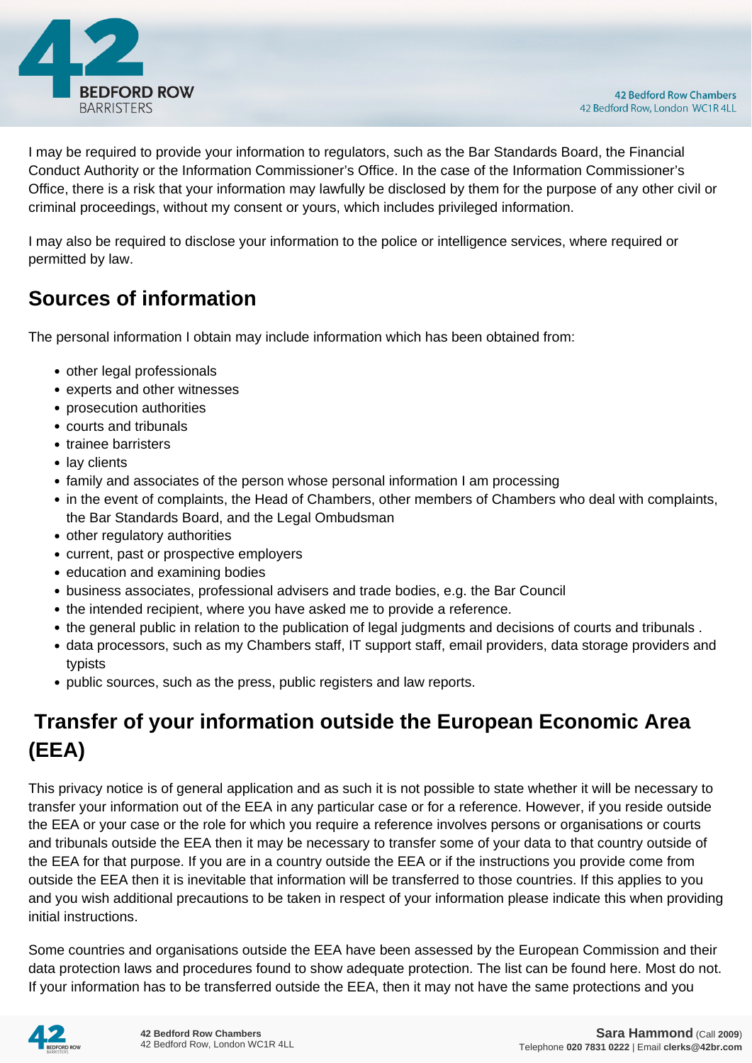I may be required to provide your information to regulators, such as the Bar Standards Board, the Financial Conduct Authority or the Information Commissioner's Office. In the case of the Information Commissioner's Office, there is a risk that your information may lawfully be disclosed by them for the purpose of any other civil or criminal proceedings, without my consent or yours, which includes privileged information.

I may also be required to disclose your information to the police or intelligence services, where required or permitted by law.

## Sources of information

The personal information I obtain may include information which has been obtained from:

- other legal professionals
- experts and other witnesses
- prosecution authorities
- courts and tribunals
- trainee barristers
- lay clients
- family and associates of the person whose personal information I am processing
- in the event of complaints, the Head of Chambers, other members of Chambers who deal with complaints, the Bar Standards Board, and the Legal Ombudsman
- other regulatory authorities
- current, past or prospective employers
- education and examining bodies
- business associates, professional advisers and trade bodies, e.g. the Bar Council
- the intended recipient, where you have asked me to provide a reference.
- the general public in relation to the publication of legal judgments and decisions of courts and tribunals .
- data processors, such as my Chambers staff, IT support staff, email providers, data storage providers and typists
- public sources, such as the press, public registers and law reports.

## Transfer of your information outside the European Economic Area (EEA)

This privacy notice is of general application and as such it is not possible to state whether it will be necessary to transfer your information out of the EEA in any particular case or for a reference. However, if you reside outside the EEA or your case or the role for which you require a reference involves persons or organisations or courts and tribunals outside the EEA then it may be necessary to transfer some of your data to that country outside of the EEA for that purpose. If you are in a country outside the EEA or if the instructions you provide come from outside the EEA then it is inevitable that information will be transferred to those countries. If this applies to you and you wish additional precautions to be taken in respect of your information please indicate this when providing initial instructions.

Some countries and organisations outside the EEA have been assessed by the European Commission and their data protection laws and procedures found to show adequate protection. The list can be found here. Most do not. If your information has to be transferred outside the EEA, then it may not have the same protections and you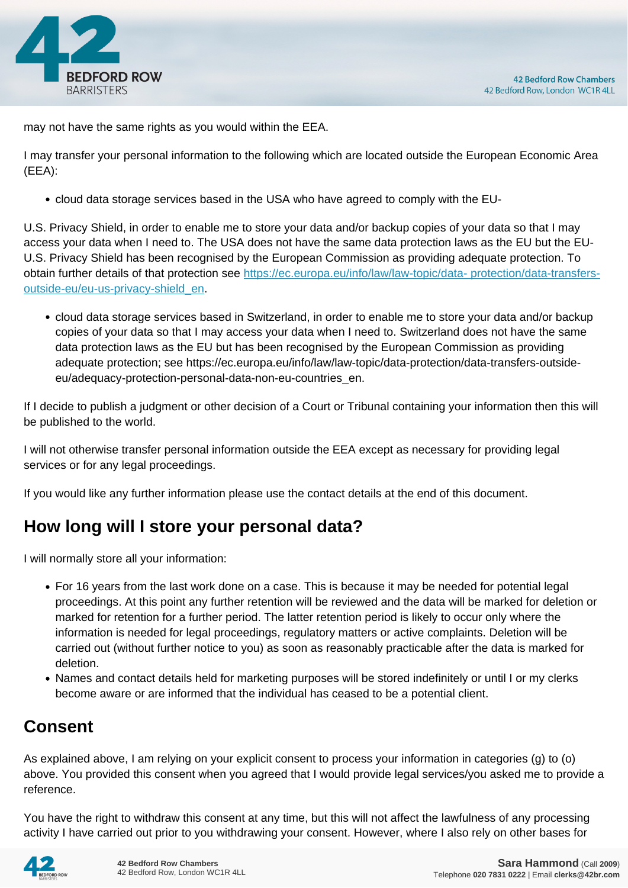may not have the same rights as you would within the EEA.

I may transfer your personal information to the following which are located outside the European Economic Area (EEA):

- cloud data storage services based in the USA who have agreed to comply with the EU-

U.S. Privacy Shield, in order to enable me to store your data and/or backup copies of your data so that I may access your data when I need to. The USA does not have the same data protection laws as the EU but the EU-U.S. Privacy Shield has been recognised by the European Commission as providing adequate protection. To obtain further details of that protection see [https://ec.europa.eu/info/law/law-topic/data- protection/data-transfers-outside-eu/eu-us-privacy-shield_en](https://ec.europa.eu/info/law/law-topic/data-protection/data-transfers-outside-eu/eu-us-privacy-shield_en).

- cloud data storage services based in Switzerland, in order to enable me to store your data and/or backup copies of your data so that I may access your data when I need to. Switzerland does not have the same data protection laws as the EU but has been recognised by the European Commission as providing adequate protection; see https://ec.europa.eu/info/law/law-topic/data-protection/data-transfers-outside-eu/adequacy-protection-personal-data-non-eu-countries_en.

If I decide to publish a judgment or other decision of a Court or Tribunal containing your information then this will be published to the world.

I will not otherwise transfer personal information outside the EEA except as necessary for providing legal services or for any legal proceedings.

If you would like any further information please use the contact details at the end of this document.

## How long will I store your personal data?

I will normally store all your information:

- For 16 years from the last work done on a case. This is because it may be needed for potential legal proceedings. At this point any further retention will be reviewed and the data will be marked for deletion or marked for retention for a further period. The latter retention period is likely to occur only where the information is needed for legal proceedings, regulatory matters or active complaints. Deletion will be carried out (without further notice to you) as soon as reasonably practicable after the data is marked for deletion.
- Names and contact details held for marketing purposes will be stored indefinitely or until I or my clerks become aware or are informed that the individual has ceased to be a potential client.

## Consent

As explained above, I am relying on your explicit consent to process your information in categories (g) to (o) above. You provided this consent when you agreed that I would provide legal services/you asked me to provide a reference.

You have the right to withdraw this consent at any time, but this will not affect the lawfulness of any processing activity I have carried out prior to you withdrawing your consent. However, where I also rely on other bases for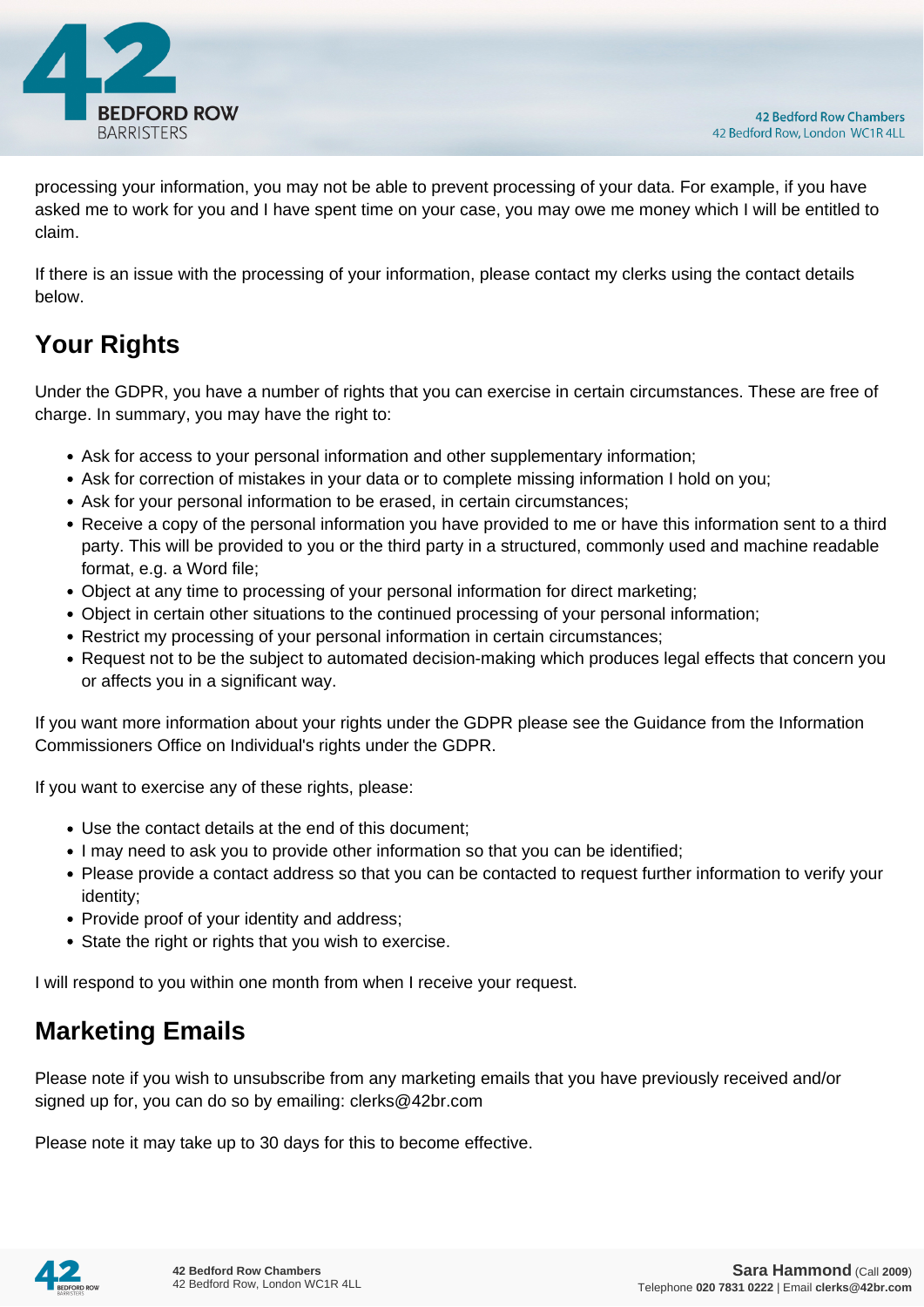processing your information, you may not be able to prevent processing of your data. For example, if you have asked me to work for you and I have spent time on your case, you may owe me money which I will be entitled to claim.

If there is an issue with the processing of your information, please contact my clerks using the contact details below.

## Your Rights

Under the GDPR, you have a number of rights that you can exercise in certain circumstances. These are free of charge. In summary, you may have the right to:

- Ask for access to your personal information and other supplementary information;
- Ask for correction of mistakes in your data or to complete missing information I hold on you;
- Ask for your personal information to be erased, in certain circumstances;
- Receive a copy of the personal information you have provided to me or have this information sent to a third party. This will be provided to you or the third party in a structured, commonly used and machine readable format, e.g. a Word file;
- Object at any time to processing of your personal information for direct marketing;
- Object in certain other situations to the continued processing of your personal information;
- Restrict my processing of your personal information in certain circumstances;
- Request not to be the subject to automated decision-making which produces legal effects that concern you or affects you in a significant way.

If you want more information about your rights under the GDPR please see the Guidance from the Information Commissioners Office on Individual's rights under the GDPR.

If you want to exercise any of these rights, please:

- Use the contact details at the end of this document;
- I may need to ask you to provide other information so that you can be identified;
- Please provide a contact address so that you can be contacted to request further information to verify your identity;
- Provide proof of your identity and address;
- State the right or rights that you wish to exercise.

I will respond to you within one month from when I receive your request.

## Marketing Emails

Please note if you wish to unsubscribe from any marketing emails that you have previously received and/or signed up for, you can do so by emailing: clerks@42br.com

Please note it may take up to 30 days for this to become effective.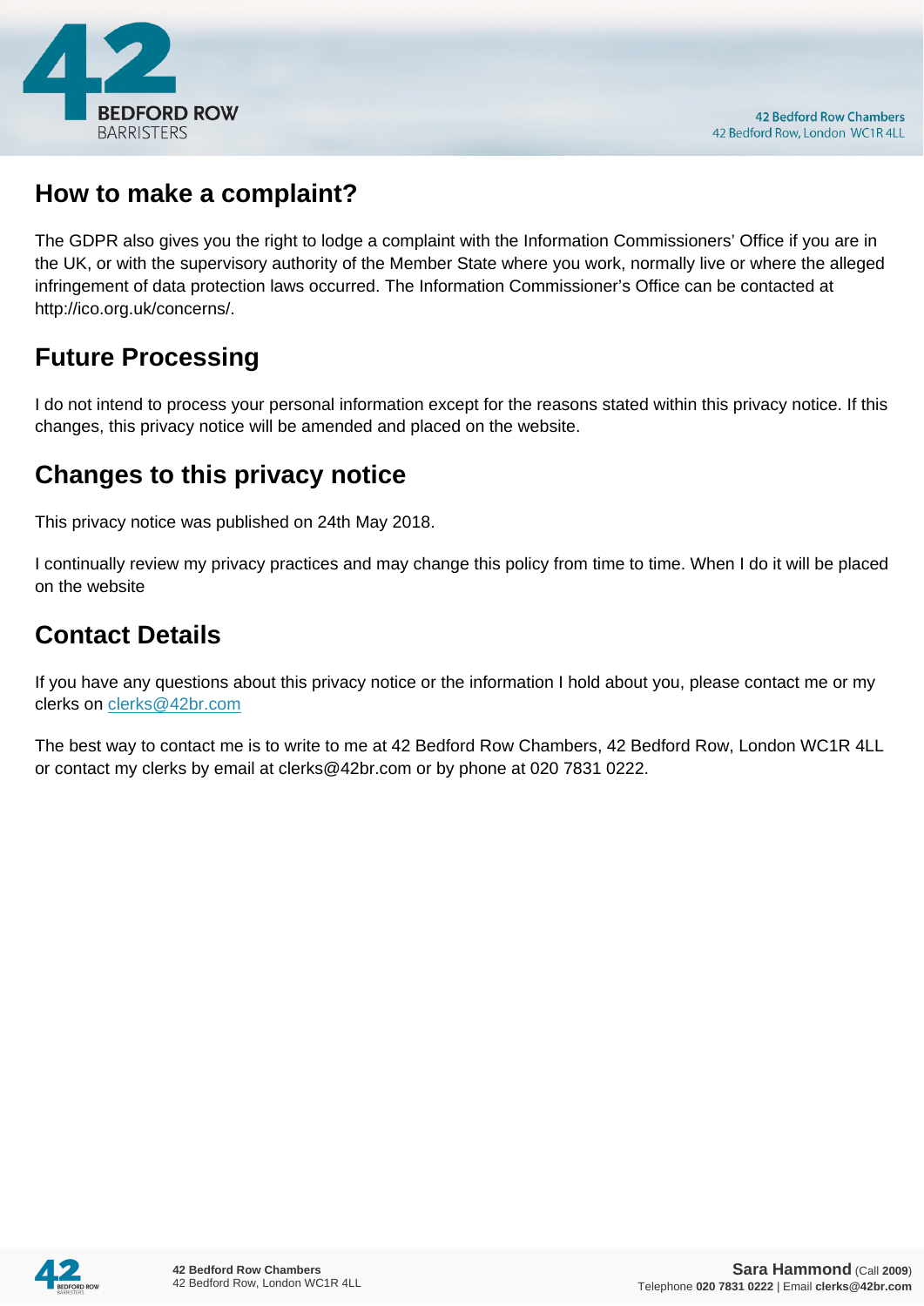## How to make a complaint?

The GDPR also gives you the right to lodge a complaint with the Information Commissioners' Office if you are in the UK, or with the supervisory authority of the Member State where you work, normally live or where the alleged infringement of data protection laws occurred. The Information Commissioner's Office can be contacted at http://ico.org.uk/concerns/.

## Future Processing

I do not intend to process your personal information except for the reasons stated within this privacy notice. If this changes, this privacy notice will be amended and placed on the website.

## Changes to this privacy notice

This privacy notice was published on 24th May 2018.

I continually review my privacy practices and may change this policy from time to time. When I do it will be placed on the website

## Contact Details

If you have any questions about this privacy notice or the information I hold about you, please contact me or my clerks on clerks@42br.com

The best way to contact me is to write to me at 42 Bedford Row Chambers, 42 Bedford Row, London WC1R 4LL or contact my clerks by email at clerks@42br.com or by phone at 020 7831 0222.